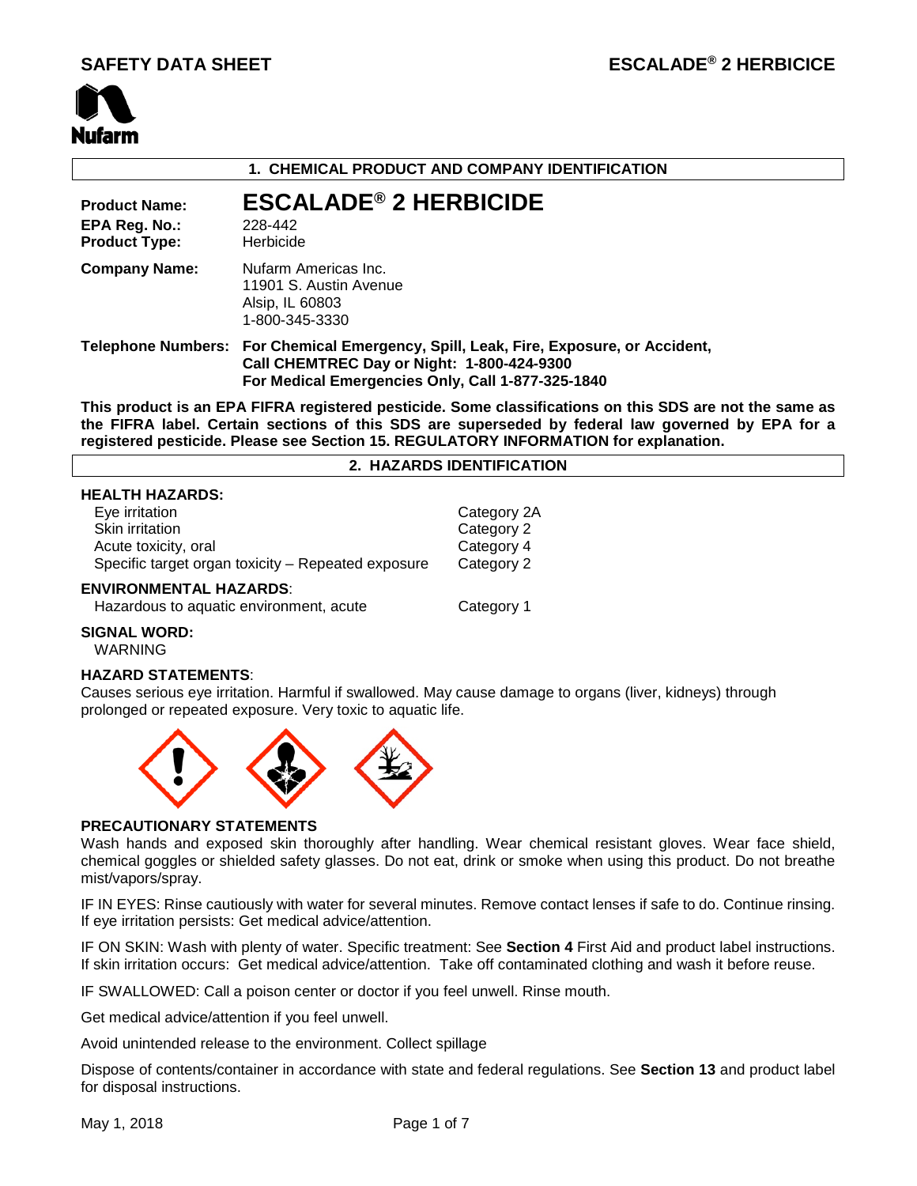# SAFETY DATA SHEET — ESCALADE® 2 HERBICICE

## 1. CHEMICAL PRODUCT AND COMPANY IDENTIFICATION

**Product Name:** ESCALADE® 2 HERBICIDE
**EPA Reg. No.:** 228-442
**Product Type:** Herbicide

**Company Name:** Nufarm Americas Inc.
11901 S. Austin Avenue
Alsip, IL 60803
1-800-345-3330

**Telephone Numbers:** **For Chemical Emergency, Spill, Leak, Fire, Exposure, or Accident, Call CHEMTREC Day or Night: 1-800-424-9300**
**For Medical Emergencies Only, Call 1-877-325-1840**

**This product is an EPA FIFRA registered pesticide. Some classifications on this SDS are not the same as the FIFRA label. Certain sections of this SDS are superseded by federal law governed by EPA for a registered pesticide. Please see Section 15. REGULATORY INFORMATION for explanation.**

## 2. HAZARDS IDENTIFICATION

**HEALTH HAZARDS:**

| | |
|---|---|
| Eye irritation | Category 2A |
| Skin irritation | Category 2 |
| Acute toxicity, oral | Category 4 |
| Specific target organ toxicity – Repeated exposure | Category 2 |

**ENVIRONMENTAL HAZARDS**:

| | |
|---|---|
| Hazardous to aquatic environment, acute | Category 1 |

**SIGNAL WORD:**
WARNING

**HAZARD STATEMENTS**:
Causes serious eye irritation. Harmful if swallowed. May cause damage to organs (liver, kidneys) through prolonged or repeated exposure. Very toxic to aquatic life.

**PRECAUTIONARY STATEMENTS**
Wash hands and exposed skin thoroughly after handling. Wear chemical resistant gloves. Wear face shield, chemical goggles or shielded safety glasses. Do not eat, drink or smoke when using this product. Do not breathe mist/vapors/spray.

IF IN EYES: Rinse cautiously with water for several minutes. Remove contact lenses if safe to do. Continue rinsing. If eye irritation persists: Get medical advice/attention.

IF ON SKIN: Wash with plenty of water. Specific treatment: See **Section 4** First Aid and product label instructions. If skin irritation occurs: Get medical advice/attention. Take off contaminated clothing and wash it before reuse.

IF SWALLOWED: Call a poison center or doctor if you feel unwell. Rinse mouth.

Get medical advice/attention if you feel unwell.

Avoid unintended release to the environment. Collect spillage

Dispose of contents/container in accordance with state and federal regulations. See **Section 13** and product label for disposal instructions.

May 1, 2018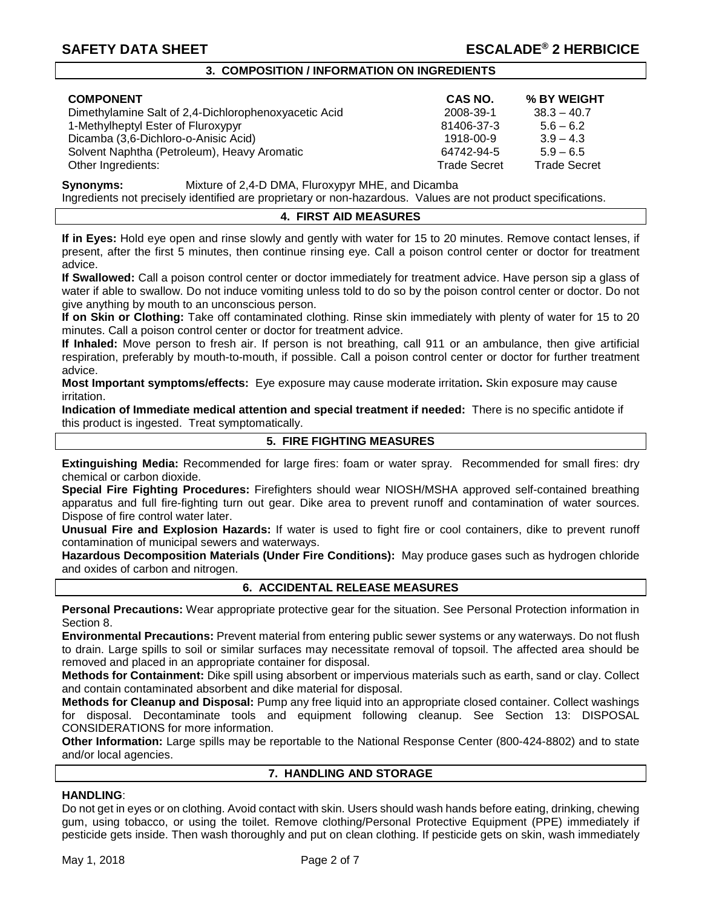## 3. COMPOSITION / INFORMATION ON INGREDIENTS

| COMPONENT | CAS NO. | % BY WEIGHT |
|---|---|---|
| Dimethylamine Salt of 2,4-Dichlorophenoxyacetic Acid | 2008-39-1 | 38.3 – 40.7 |
| 1-Methylheptyl Ester of Fluroxypyr | 81406-37-3 | 5.6 – 6.2 |
| Dicamba (3,6-Dichloro-o-Anisic Acid) | 1918-00-9 | 3.9 – 4.3 |
| Solvent Naphtha (Petroleum), Heavy Aromatic | 64742-94-5 | 5.9 – 6.5 |
| Other Ingredients: | Trade Secret | Trade Secret |

**Synonyms:** Mixture of 2,4-D DMA, Fluroxypyr MHE, and Dicamba

Ingredients not precisely identified are proprietary or non-hazardous. Values are not product specifications.

## 4. FIRST AID MEASURES

**If in Eyes:** Hold eye open and rinse slowly and gently with water for 15 to 20 minutes. Remove contact lenses, if present, after the first 5 minutes, then continue rinsing eye. Call a poison control center or doctor for treatment advice.

**If Swallowed:** Call a poison control center or doctor immediately for treatment advice. Have person sip a glass of water if able to swallow. Do not induce vomiting unless told to do so by the poison control center or doctor. Do not give anything by mouth to an unconscious person.

**If on Skin or Clothing:** Take off contaminated clothing. Rinse skin immediately with plenty of water for 15 to 20 minutes. Call a poison control center or doctor for treatment advice.

**If Inhaled:** Move person to fresh air. If person is not breathing, call 911 or an ambulance, then give artificial respiration, preferably by mouth-to-mouth, if possible. Call a poison control center or doctor for further treatment advice.

**Most Important symptoms/effects:** Eye exposure may cause moderate irritation**.** Skin exposure may cause irritation.

**Indication of Immediate medical attention and special treatment if needed:** There is no specific antidote if this product is ingested. Treat symptomatically.

## 5. FIRE FIGHTING MEASURES

**Extinguishing Media:** Recommended for large fires: foam or water spray. Recommended for small fires: dry chemical or carbon dioxide.

**Special Fire Fighting Procedures:** Firefighters should wear NIOSH/MSHA approved self-contained breathing apparatus and full fire-fighting turn out gear. Dike area to prevent runoff and contamination of water sources. Dispose of fire control water later.

**Unusual Fire and Explosion Hazards:** If water is used to fight fire or cool containers, dike to prevent runoff contamination of municipal sewers and waterways.

**Hazardous Decomposition Materials (Under Fire Conditions):** May produce gases such as hydrogen chloride and oxides of carbon and nitrogen.

## 6. ACCIDENTAL RELEASE MEASURES

**Personal Precautions:** Wear appropriate protective gear for the situation. See Personal Protection information in Section 8.

**Environmental Precautions:** Prevent material from entering public sewer systems or any waterways. Do not flush to drain. Large spills to soil or similar surfaces may necessitate removal of topsoil. The affected area should be removed and placed in an appropriate container for disposal.

**Methods for Containment:** Dike spill using absorbent or impervious materials such as earth, sand or clay. Collect and contain contaminated absorbent and dike material for disposal.

**Methods for Cleanup and Disposal:** Pump any free liquid into an appropriate closed container. Collect washings for disposal. Decontaminate tools and equipment following cleanup. See Section 13: DISPOSAL CONSIDERATIONS for more information.

**Other Information:** Large spills may be reportable to the National Response Center (800-424-8802) and to state and/or local agencies.

## 7. HANDLING AND STORAGE

**HANDLING**:

Do not get in eyes or on clothing. Avoid contact with skin. Users should wash hands before eating, drinking, chewing gum, using tobacco, or using the toilet. Remove clothing/Personal Protective Equipment (PPE) immediately if pesticide gets inside. Then wash thoroughly and put on clean clothing. If pesticide gets on skin, wash immediately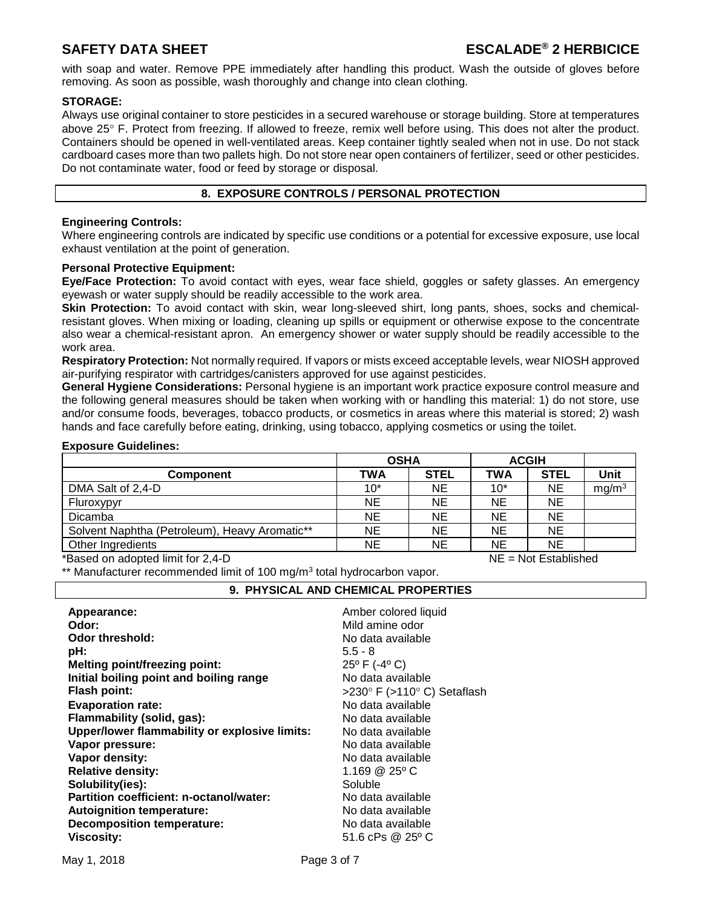with soap and water. Remove PPE immediately after handling this product. Wash the outside of gloves before removing. As soon as possible, wash thoroughly and change into clean clothing.

**STORAGE:**
Always use original container to store pesticides in a secured warehouse or storage building. Store at temperatures above 25° F. Protect from freezing. If allowed to freeze, remix well before using. This does not alter the product. Containers should be opened in well-ventilated areas. Keep container tightly sealed when not in use. Do not stack cardboard cases more than two pallets high. Do not store near open containers of fertilizer, seed or other pesticides. Do not contaminate water, food or feed by storage or disposal.

## 8. EXPOSURE CONTROLS / PERSONAL PROTECTION

**Engineering Controls:**
Where engineering controls are indicated by specific use conditions or a potential for excessive exposure, use local exhaust ventilation at the point of generation.

**Personal Protective Equipment:**
**Eye/Face Protection:** To avoid contact with eyes, wear face shield, goggles or safety glasses. An emergency eyewash or water supply should be readily accessible to the work area.
**Skin Protection:** To avoid contact with skin, wear long-sleeved shirt, long pants, shoes, socks and chemical-resistant gloves. When mixing or loading, cleaning up spills or equipment or otherwise expose to the concentrate also wear a chemical-resistant apron. An emergency shower or water supply should be readily accessible to the work area.
**Respiratory Protection:** Not normally required. If vapors or mists exceed acceptable levels, wear NIOSH approved air-purifying respirator with cartridges/canisters approved for use against pesticides.
**General Hygiene Considerations:** Personal hygiene is an important work practice exposure control measure and the following general measures should be taken when working with or handling this material: 1) do not store, use and/or consume foods, beverages, tobacco products, or cosmetics in areas where this material is stored; 2) wash hands and face carefully before eating, drinking, using tobacco, applying cosmetics or using the toilet.

**Exposure Guidelines:**

| | OSHA | | ACGIH | | |
|---|---|---|---|---|---|
| **Component** | **TWA** | **STEL** | **TWA** | **STEL** | **Unit** |
| DMA Salt of 2,4-D | 10* | NE | 10* | NE | $mg/m^3$ |
| Fluroxypyr | NE | NE | NE | NE | |
| Dicamba | NE | NE | NE | NE | |
| Solvent Naphtha (Petroleum), Heavy Aromatic** | NE | NE | NE | NE | |
| Other Ingredients | NE | NE | NE | NE | |

*Based on adopted limit for 2,4-D NE = Not Established

** Manufacturer recommended limit of 100 $mg/m^3$ total hydrocarbon vapor.

## 9. PHYSICAL AND CHEMICAL PROPERTIES

**Appearance:** Amber colored liquid
**Odor:** Mild amine odor
**Odor threshold:** No data available
**pH:** 5.5 - 8
**Melting point/freezing point:** 25º F (-4º C)
**Initial boiling point and boiling range** No data available
**Flash point:** >230° F (>110° C) Setaflash
**Evaporation rate:** No data available
**Flammability (solid, gas):** No data available
**Upper/lower flammability or explosive limits:** No data available
**Vapor pressure:** No data available
**Vapor density:** No data available
**Relative density:** 1.169 @ 25º C
**Solubility(ies):** Soluble
**Partition coefficient: n-octanol/water:** No data available
**Autoignition temperature:** No data available
**Decomposition temperature:** No data available
**Viscosity:** 51.6 cPs @ 25º C

May 1, 2018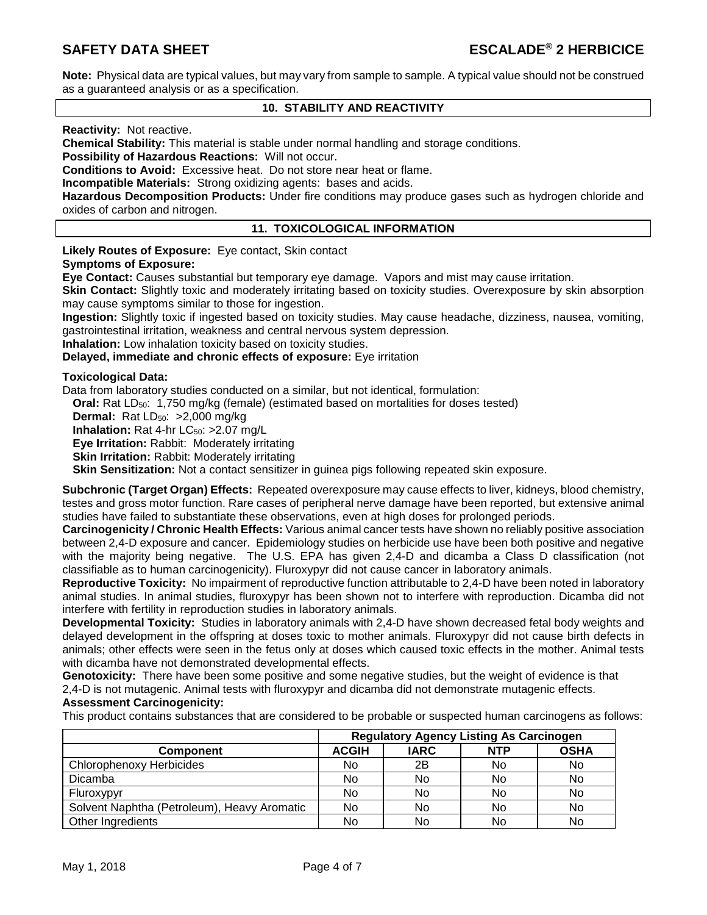**Note:** Physical data are typical values, but may vary from sample to sample. A typical value should not be construed as a guaranteed analysis or as a specification.

## 10. STABILITY AND REACTIVITY

**Reactivity:** Not reactive.

**Chemical Stability:** This material is stable under normal handling and storage conditions.

**Possibility of Hazardous Reactions:** Will not occur.

**Conditions to Avoid:** Excessive heat. Do not store near heat or flame.

**Incompatible Materials:** Strong oxidizing agents: bases and acids.

**Hazardous Decomposition Products:** Under fire conditions may produce gases such as hydrogen chloride and oxides of carbon and nitrogen.

## 11. TOXICOLOGICAL INFORMATION

**Likely Routes of Exposure:** Eye contact, Skin contact

**Symptoms of Exposure:**

**Eye Contact:** Causes substantial but temporary eye damage. Vapors and mist may cause irritation.

**Skin Contact:** Slightly toxic and moderately irritating based on toxicity studies. Overexposure by skin absorption may cause symptoms similar to those for ingestion.

**Ingestion:** Slightly toxic if ingested based on toxicity studies. May cause headache, dizziness, nausea, vomiting, gastrointestinal irritation, weakness and central nervous system depression.

**Inhalation:** Low inhalation toxicity based on toxicity studies.

**Delayed, immediate and chronic effects of exposure:** Eye irritation

**Toxicological Data:**

Data from laboratory studies conducted on a similar, but not identical, formulation:

**Oral:** Rat $LD_{50}$: 1,750 mg/kg (female) (estimated based on mortalities for doses tested)
**Dermal:** Rat $LD_{50}$: >2,000 mg/kg
**Inhalation:** Rat 4-hr $LC_{50}$: >2.07 mg/L
**Eye Irritation:** Rabbit: Moderately irritating
**Skin Irritation:** Rabbit: Moderately irritating
**Skin Sensitization:** Not a contact sensitizer in guinea pigs following repeated skin exposure.

**Subchronic (Target Organ) Effects:** Repeated overexposure may cause effects to liver, kidneys, blood chemistry, testes and gross motor function. Rare cases of peripheral nerve damage have been reported, but extensive animal studies have failed to substantiate these observations, even at high doses for prolonged periods.

**Carcinogenicity / Chronic Health Effects:** Various animal cancer tests have shown no reliably positive association between 2,4-D exposure and cancer. Epidemiology studies on herbicide use have been both positive and negative with the majority being negative. The U.S. EPA has given 2,4-D and dicamba a Class D classification (not classifiable as to human carcinogenicity). Fluroxypyr did not cause cancer in laboratory animals.

**Reproductive Toxicity:** No impairment of reproductive function attributable to 2,4-D have been noted in laboratory animal studies. In animal studies, fluroxypyr has been shown not to interfere with reproduction. Dicamba did not interfere with fertility in reproduction studies in laboratory animals.

**Developmental Toxicity:** Studies in laboratory animals with 2,4-D have shown decreased fetal body weights and delayed development in the offspring at doses toxic to mother animals. Fluroxypyr did not cause birth defects in animals; other effects were seen in the fetus only at doses which caused toxic effects in the mother. Animal tests with dicamba have not demonstrated developmental effects.

**Genotoxicity:** There have been some positive and some negative studies, but the weight of evidence is that 2,4-D is not mutagenic. Animal tests with fluroxypyr and dicamba did not demonstrate mutagenic effects.

**Assessment Carcinogenicity:**

This product contains substances that are considered to be probable or suspected human carcinogens as follows:

| | Regulatory Agency Listing As Carcinogen | | | |
|---|---|---|---|---|
| **Component** | **ACGIH** | **IARC** | **NTP** | **OSHA** |
| Chlorophenoxy Herbicides | No | 2B | No | No |
| Dicamba | No | No | No | No |
| Fluroxypyr | No | No | No | No |
| Solvent Naphtha (Petroleum), Heavy Aromatic | No | No | No | No |
| Other Ingredients | No | No | No | No |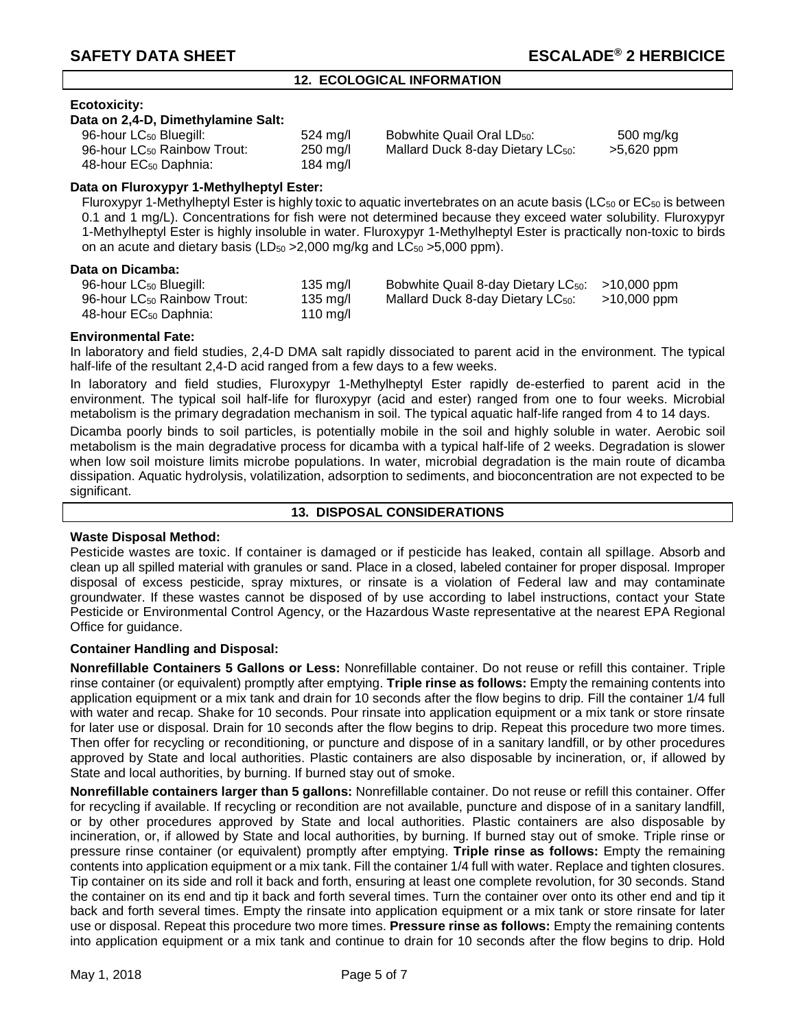## 12. ECOLOGICAL INFORMATION

**Ecotoxicity:**

**Data on 2,4-D, Dimethylamine Salt:**

| | | | |
|---|---|---|---|
| 96-hour $LC_{50}$ Bluegill: | 524 mg/l | Bobwhite Quail Oral $LD_{50}$: | 500 mg/kg |
| 96-hour $LC_{50}$ Rainbow Trout: | 250 mg/l | Mallard Duck 8-day Dietary $LC_{50}$: | >5,620 ppm |
| 48-hour $EC_{50}$ Daphnia: | 184 mg/l | | |

**Data on Fluroxypyr 1-Methylheptyl Ester:**

Fluroxypyr 1-Methylheptyl Ester is highly toxic to aquatic invertebrates on an acute basis ($LC_{50}$ or $EC_{50}$ is between 0.1 and 1 mg/L). Concentrations for fish were not determined because they exceed water solubility. Fluroxypyr 1-Methylheptyl Ester is highly insoluble in water. Fluroxypyr 1-Methylheptyl Ester is practically non-toxic to birds on an acute and dietary basis ($LD_{50}$ >2,000 mg/kg and $LC_{50}$ >5,000 ppm).

**Data on Dicamba:**

| | | | |
|---|---|---|---|
| 96-hour $LC_{50}$ Bluegill: | 135 mg/l | Bobwhite Quail 8-day Dietary $LC_{50}$: | >10,000 ppm |
| 96-hour $LC_{50}$ Rainbow Trout: | 135 mg/l | Mallard Duck 8-day Dietary $LC_{50}$: | >10,000 ppm |
| 48-hour $EC_{50}$ Daphnia: | 110 mg/l | | |

**Environmental Fate:**

In laboratory and field studies, 2,4-D DMA salt rapidly dissociated to parent acid in the environment. The typical half-life of the resultant 2,4-D acid ranged from a few days to a few weeks.

In laboratory and field studies, Fluroxypyr 1-Methylheptyl Ester rapidly de-esterfied to parent acid in the environment. The typical soil half-life for fluroxypyr (acid and ester) ranged from one to four weeks. Microbial metabolism is the primary degradation mechanism in soil. The typical aquatic half-life ranged from 4 to 14 days.

Dicamba poorly binds to soil particles, is potentially mobile in the soil and highly soluble in water. Aerobic soil metabolism is the main degradative process for dicamba with a typical half-life of 2 weeks. Degradation is slower when low soil moisture limits microbe populations. In water, microbial degradation is the main route of dicamba dissipation. Aquatic hydrolysis, volatilization, adsorption to sediments, and bioconcentration are not expected to be significant.

## 13. DISPOSAL CONSIDERATIONS

**Waste Disposal Method:**

Pesticide wastes are toxic. If container is damaged or if pesticide has leaked, contain all spillage. Absorb and clean up all spilled material with granules or sand. Place in a closed, labeled container for proper disposal. Improper disposal of excess pesticide, spray mixtures, or rinsate is a violation of Federal law and may contaminate groundwater. If these wastes cannot be disposed of by use according to label instructions, contact your State Pesticide or Environmental Control Agency, or the Hazardous Waste representative at the nearest EPA Regional Office for guidance.

**Container Handling and Disposal:**

**Nonrefillable Containers 5 Gallons or Less:** Nonrefillable container. Do not reuse or refill this container. Triple rinse container (or equivalent) promptly after emptying. **Triple rinse as follows:** Empty the remaining contents into application equipment or a mix tank and drain for 10 seconds after the flow begins to drip. Fill the container 1/4 full with water and recap. Shake for 10 seconds. Pour rinsate into application equipment or a mix tank or store rinsate for later use or disposal. Drain for 10 seconds after the flow begins to drip. Repeat this procedure two more times. Then offer for recycling or reconditioning, or puncture and dispose of in a sanitary landfill, or by other procedures approved by State and local authorities. Plastic containers are also disposable by incineration, or, if allowed by State and local authorities, by burning. If burned stay out of smoke.

**Nonrefillable containers larger than 5 gallons:** Nonrefillable container. Do not reuse or refill this container. Offer for recycling if available. If recycling or recondition are not available, puncture and dispose of in a sanitary landfill, or by other procedures approved by State and local authorities. Plastic containers are also disposable by incineration, or, if allowed by State and local authorities, by burning. If burned stay out of smoke. Triple rinse or pressure rinse container (or equivalent) promptly after emptying. **Triple rinse as follows:** Empty the remaining contents into application equipment or a mix tank. Fill the container 1/4 full with water. Replace and tighten closures. Tip container on its side and roll it back and forth, ensuring at least one complete revolution, for 30 seconds. Stand the container on its end and tip it back and forth several times. Turn the container over onto its other end and tip it back and forth several times. Empty the rinsate into application equipment or a mix tank or store rinsate for later use or disposal. Repeat this procedure two more times. **Pressure rinse as follows:** Empty the remaining contents into application equipment or a mix tank and continue to drain for 10 seconds after the flow begins to drip. Hold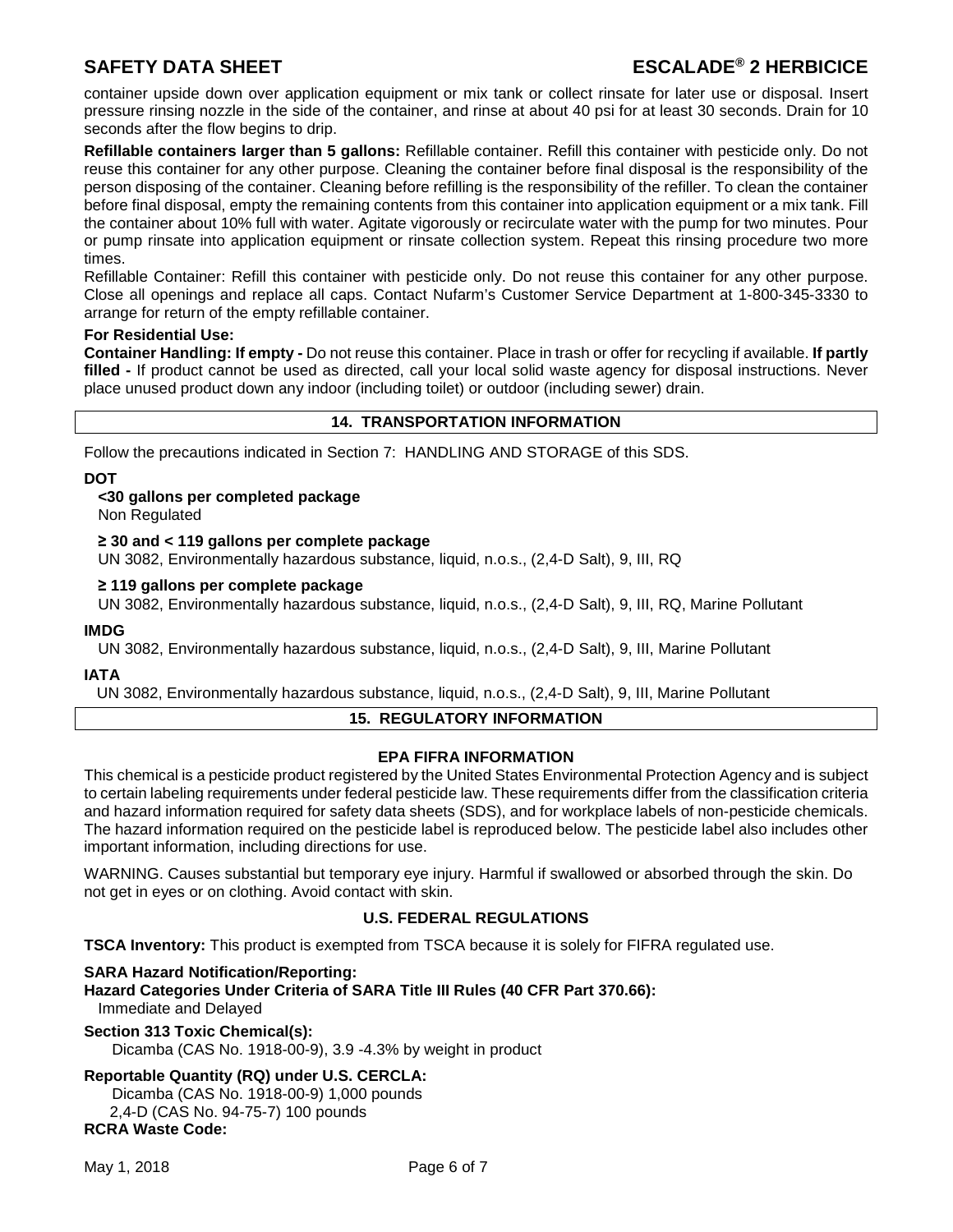container upside down over application equipment or mix tank or collect rinsate for later use or disposal. Insert pressure rinsing nozzle in the side of the container, and rinse at about 40 psi for at least 30 seconds. Drain for 10 seconds after the flow begins to drip.

**Refillable containers larger than 5 gallons:** Refillable container. Refill this container with pesticide only. Do not reuse this container for any other purpose. Cleaning the container before final disposal is the responsibility of the person disposing of the container. Cleaning before refilling is the responsibility of the refiller. To clean the container before final disposal, empty the remaining contents from this container into application equipment or a mix tank. Fill the container about 10% full with water. Agitate vigorously or recirculate water with the pump for two minutes. Pour or pump rinsate into application equipment or rinsate collection system. Repeat this rinsing procedure two more times.

Refillable Container: Refill this container with pesticide only. Do not reuse this container for any other purpose. Close all openings and replace all caps. Contact Nufarm's Customer Service Department at 1-800-345-3330 to arrange for return of the empty refillable container.

**For Residential Use:**

**Container Handling: If empty -** Do not reuse this container. Place in trash or offer for recycling if available. **If partly filled -** If product cannot be used as directed, call your local solid waste agency for disposal instructions. Never place unused product down any indoor (including toilet) or outdoor (including sewer) drain.

## 14. TRANSPORTATION INFORMATION

Follow the precautions indicated in Section 7: HANDLING AND STORAGE of this SDS.

**DOT**

**<30 gallons per completed package**
Non Regulated

**≥ 30 and < 119 gallons per complete package**
UN 3082, Environmentally hazardous substance, liquid, n.o.s., (2,4-D Salt), 9, III, RQ

**≥ 119 gallons per complete package**
UN 3082, Environmentally hazardous substance, liquid, n.o.s., (2,4-D Salt), 9, III, RQ, Marine Pollutant

**IMDG**
UN 3082, Environmentally hazardous substance, liquid, n.o.s., (2,4-D Salt), 9, III, Marine Pollutant

**IATA**
UN 3082, Environmentally hazardous substance, liquid, n.o.s., (2,4-D Salt), 9, III, Marine Pollutant

## 15. REGULATORY INFORMATION

### EPA FIFRA INFORMATION

This chemical is a pesticide product registered by the United States Environmental Protection Agency and is subject to certain labeling requirements under federal pesticide law. These requirements differ from the classification criteria and hazard information required for safety data sheets (SDS), and for workplace labels of non-pesticide chemicals. The hazard information required on the pesticide label is reproduced below. The pesticide label also includes other important information, including directions for use.

WARNING. Causes substantial but temporary eye injury. Harmful if swallowed or absorbed through the skin. Do not get in eyes or on clothing. Avoid contact with skin.

### U.S. FEDERAL REGULATIONS

**TSCA Inventory:** This product is exempted from TSCA because it is solely for FIFRA regulated use.

**SARA Hazard Notification/Reporting:**
**Hazard Categories Under Criteria of SARA Title III Rules (40 CFR Part 370.66):**
Immediate and Delayed

**Section 313 Toxic Chemical(s):**
Dicamba (CAS No. 1918-00-9), 3.9 -4.3% by weight in product

**Reportable Quantity (RQ) under U.S. CERCLA:**
Dicamba (CAS No. 1918-00-9) 1,000 pounds
2,4-D (CAS No. 94-75-7) 100 pounds

**RCRA Waste Code:**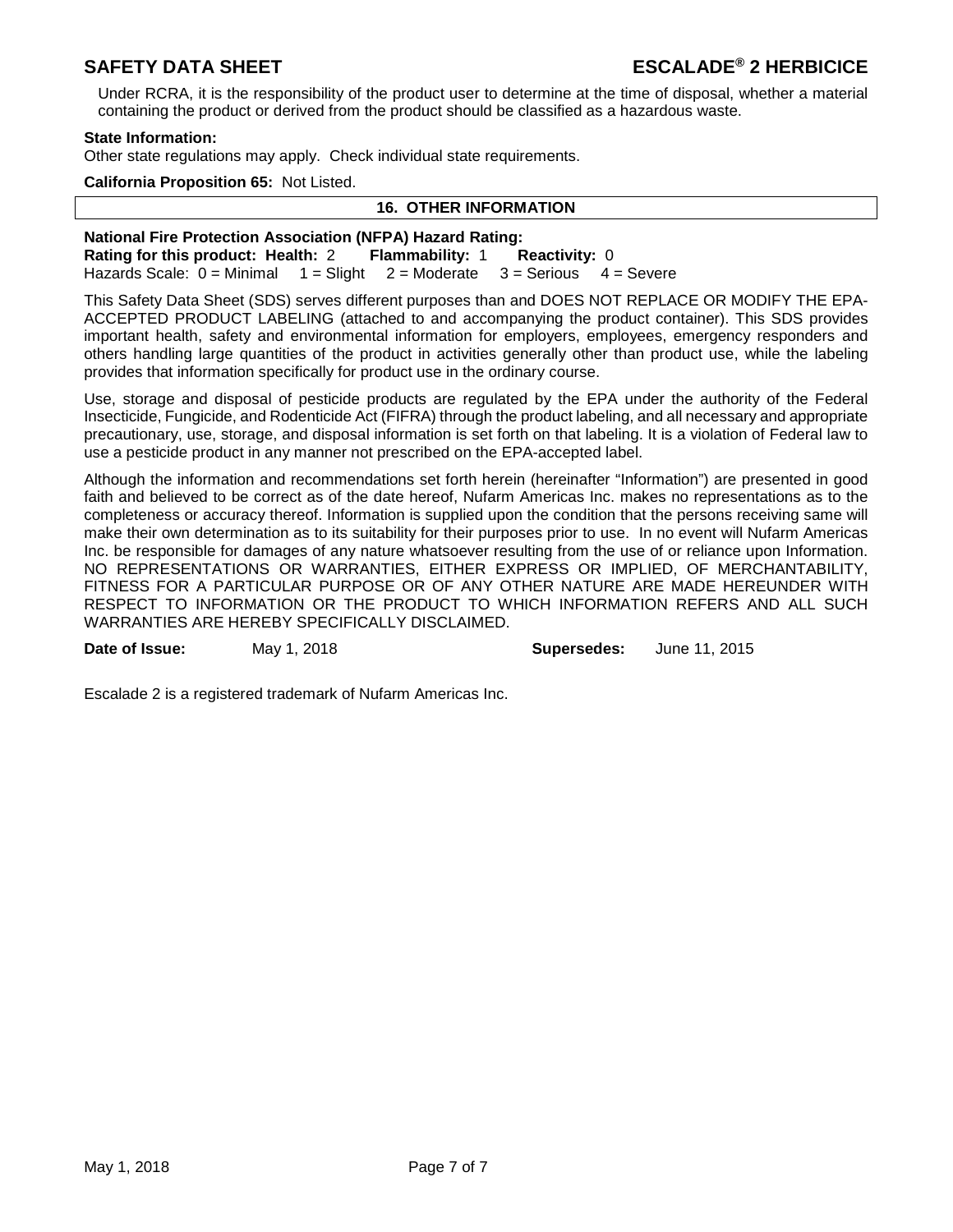Under RCRA, it is the responsibility of the product user to determine at the time of disposal, whether a material containing the product or derived from the product should be classified as a hazardous waste.

**State Information:**
Other state regulations may apply. Check individual state requirements.

**California Proposition 65:** Not Listed.

## 16. OTHER INFORMATION

**National Fire Protection Association (NFPA) Hazard Rating:**
**Rating for this product: Health:** 2 **Flammability:** 1 **Reactivity:** 0
Hazards Scale: 0 = Minimal 1 = Slight 2 = Moderate 3 = Serious 4 = Severe

This Safety Data Sheet (SDS) serves different purposes than and DOES NOT REPLACE OR MODIFY THE EPA-ACCEPTED PRODUCT LABELING (attached to and accompanying the product container). This SDS provides important health, safety and environmental information for employers, employees, emergency responders and others handling large quantities of the product in activities generally other than product use, while the labeling provides that information specifically for product use in the ordinary course.

Use, storage and disposal of pesticide products are regulated by the EPA under the authority of the Federal Insecticide, Fungicide, and Rodenticide Act (FIFRA) through the product labeling, and all necessary and appropriate precautionary, use, storage, and disposal information is set forth on that labeling. It is a violation of Federal law to use a pesticide product in any manner not prescribed on the EPA-accepted label.

Although the information and recommendations set forth herein (hereinafter "Information") are presented in good faith and believed to be correct as of the date hereof, Nufarm Americas Inc. makes no representations as to the completeness or accuracy thereof. Information is supplied upon the condition that the persons receiving same will make their own determination as to its suitability for their purposes prior to use. In no event will Nufarm Americas Inc. be responsible for damages of any nature whatsoever resulting from the use of or reliance upon Information. NO REPRESENTATIONS OR WARRANTIES, EITHER EXPRESS OR IMPLIED, OF MERCHANTABILITY, FITNESS FOR A PARTICULAR PURPOSE OR OF ANY OTHER NATURE ARE MADE HEREUNDER WITH RESPECT TO INFORMATION OR THE PRODUCT TO WHICH INFORMATION REFERS AND ALL SUCH WARRANTIES ARE HEREBY SPECIFICALLY DISCLAIMED.

**Date of Issue:** May 1, 2018 **Supersedes:** June 11, 2015

Escalade 2 is a registered trademark of Nufarm Americas Inc.